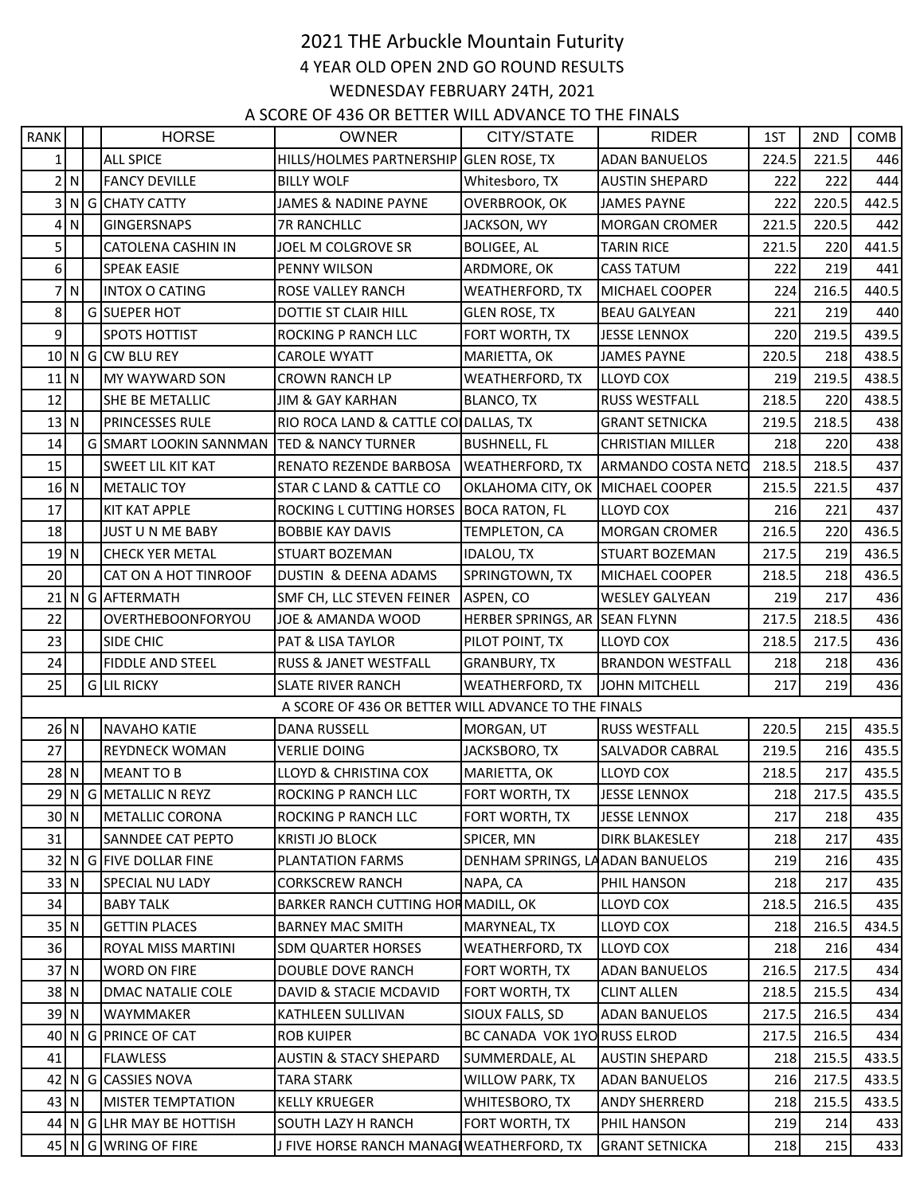# 2021 THE Arbuckle Mountain Futurity

## 4 YEAR OLD OPEN 2ND GO ROUND RESULTS

## WEDNESDAY FEBRUARY 24TH, 2021

## A SCORE OF 436 OR BETTER WILL ADVANCE TO THE FINALS

| RANK | | | HORSE | OWNER | CITY/STATE | RIDER | 1ST | 2ND | COMB |
|---|---|---|---|---|---|---|---|---|---|
| 1 | | | ALL SPICE | HILLS/HOLMES PARTNERSHIP | GLEN ROSE, TX | ADAN BANUELOS | 224.5 | 221.5 | 446 |
| 2 | N | | FANCY DEVILLE | BILLY WOLF | Whitesboro, TX | AUSTIN SHEPARD | 222 | 222 | 444 |
| 3 | N | G | CHATY CATTY | JAMES & NADINE PAYNE | OVERBROOK, OK | JAMES PAYNE | 222 | 220.5 | 442.5 |
| 4 | N | | GINGERSNAPS | 7R RANCHLLC | JACKSON, WY | MORGAN CROMER | 221.5 | 220.5 | 442 |
| 5 | | | CATOLENA CASHIN IN | JOEL M COLGROVE SR | BOLIGEE, AL | TARIN RICE | 221.5 | 220 | 441.5 |
| 6 | | | SPEAK EASIE | PENNY WILSON | ARDMORE, OK | CASS TATUM | 222 | 219 | 441 |
| 7 | N | | INTOX O CATING | ROSE VALLEY RANCH | WEATHERFORD, TX | MICHAEL COOPER | 224 | 216.5 | 440.5 |
| 8 | | G | SUEPER HOT | DOTTIE ST CLAIR HILL | GLEN ROSE, TX | BEAU GALYEAN | 221 | 219 | 440 |
| 9 | | | SPOTS HOTTIST | ROCKING P RANCH LLC | FORT WORTH, TX | JESSE LENNOX | 220 | 219.5 | 439.5 |
| 10 | N | G | CW BLU REY | CAROLE WYATT | MARIETTA, OK | JAMES PAYNE | 220.5 | 218 | 438.5 |
| 11 | N | | MY WAYWARD SON | CROWN RANCH LP | WEATHERFORD, TX | LLOYD COX | 219 | 219.5 | 438.5 |
| 12 | | | SHE BE METALLIC | JIM & GAY KARHAN | BLANCO, TX | RUSS WESTFALL | 218.5 | 220 | 438.5 |
| 13 | N | | PRINCESSES RULE | RIO ROCA LAND & CATTLE CO | DALLAS, TX | GRANT SETNICKA | 219.5 | 218.5 | 438 |
| 14 | | G | SMART LOOKIN SANNMAN | TED & NANCY TURNER | BUSHNELL, FL | CHRISTIAN MILLER | 218 | 220 | 438 |
| 15 | | | SWEET LIL KIT KAT | RENATO REZENDE BARBOSA | WEATHERFORD, TX | ARMANDO COSTA NETO | 218.5 | 218.5 | 437 |
| 16 | N | | METALIC TOY | STAR C LAND & CATTLE CO | OKLAHOMA CITY, OK | MICHAEL COOPER | 215.5 | 221.5 | 437 |
| 17 | | | KIT KAT APPLE | ROCKING L CUTTING HORSES | BOCA RATON, FL | LLOYD COX | 216 | 221 | 437 |
| 18 | | | JUST U N ME BABY | BOBBIE KAY DAVIS | TEMPLETON, CA | MORGAN CROMER | 216.5 | 220 | 436.5 |
| 19 | N | | CHECK YER METAL | STUART BOZEMAN | IDALOU, TX | STUART BOZEMAN | 217.5 | 219 | 436.5 |
| 20 | | | CAT ON A HOT TINROOF | DUSTIN & DEENA ADAMS | SPRINGTOWN, TX | MICHAEL COOPER | 218.5 | 218 | 436.5 |
| 21 | N | G | AFTERMATH | SMF CH, LLC STEVEN FEINER | ASPEN, CO | WESLEY GALYEAN | 219 | 217 | 436 |
| 22 | | | OVERTHEBOONFORYOU | JOE & AMANDA WOOD | HERBER SPRINGS, AR | SEAN FLYNN | 217.5 | 218.5 | 436 |
| 23 | | | SIDE CHIC | PAT & LISA TAYLOR | PILOT POINT, TX | LLOYD COX | 218.5 | 217.5 | 436 |
| 24 | | | FIDDLE AND STEEL | RUSS & JANET WESTFALL | GRANBURY, TX | BRANDON WESTFALL | 218 | 218 | 436 |
| 25 | | G | LIL RICKY | SLATE RIVER RANCH | WEATHERFORD, TX | JOHN MITCHELL | 217 | 219 | 436 |
| | | | A SCORE OF 436 OR BETTER WILL ADVANCE TO THE FINALS | | | | | | |
| 26 | N | | NAVAHO KATIE | DANA RUSSELL | MORGAN, UT | RUSS WESTFALL | 220.5 | 215 | 435.5 |
| 27 | | | REYDNECK WOMAN | VERLIE DOING | JACKSBORO, TX | SALVADOR CABRAL | 219.5 | 216 | 435.5 |
| 28 | N | | MEANT TO B | LLOYD & CHRISTINA COX | MARIETTA, OK | LLOYD COX | 218.5 | 217 | 435.5 |
| 29 | N | G | METALLIC N REYZ | ROCKING P RANCH LLC | FORT WORTH, TX | JESSE LENNOX | 218 | 217.5 | 435.5 |
| 30 | N | | METALLIC CORONA | ROCKING P RANCH LLC | FORT WORTH, TX | JESSE LENNOX | 217 | 218 | 435 |
| 31 | | | SANNDEE CAT PEPTO | KRISTI JO BLOCK | SPICER, MN | DIRK BLAKESLEY | 218 | 217 | 435 |
| 32 | N | G | FIVE DOLLAR FINE | PLANTATION FARMS | DENHAM SPRINGS, LA | ADAN BANUELOS | 219 | 216 | 435 |
| 33 | N | | SPECIAL NU LADY | CORKSCREW RANCH | NAPA, CA | PHIL HANSON | 218 | 217 | 435 |
| 34 | | | BABY TALK | BARKER RANCH CUTTING HOR | MADILL, OK | LLOYD COX | 218.5 | 216.5 | 435 |
| 35 | N | | GETTIN PLACES | BARNEY MAC SMITH | MARYNEAL, TX | LLOYD COX | 218 | 216.5 | 434.5 |
| 36 | | | ROYAL MISS MARTINI | SDM QUARTER HORSES | WEATHERFORD, TX | LLOYD COX | 218 | 216 | 434 |
| 37 | N | | WORD ON FIRE | DOUBLE DOVE RANCH | FORT WORTH, TX | ADAN BANUELOS | 216.5 | 217.5 | 434 |
| 38 | N | | DMAC NATALIE COLE | DAVID & STACIE MCDAVID | FORT WORTH, TX | CLINT ALLEN | 218.5 | 215.5 | 434 |
| 39 | N | | WAYMMAKER | KATHLEEN SULLIVAN | SIOUX FALLS, SD | ADAN BANUELOS | 217.5 | 216.5 | 434 |
| 40 | N | G | PRINCE OF CAT | ROB KUIPER | BC CANADA VOK 1YO | RUSS ELROD | 217.5 | 216.5 | 434 |
| 41 | | | FLAWLESS | AUSTIN & STACY SHEPARD | SUMMERDALE, AL | AUSTIN SHEPARD | 218 | 215.5 | 433.5 |
| 42 | N | G | CASSIES NOVA | TARA STARK | WILLOW PARK, TX | ADAN BANUELOS | 216 | 217.5 | 433.5 |
| 43 | N | | MISTER TEMPTATION | KELLY KRUEGER | WHITESBORO, TX | ANDY SHERRERD | 218 | 215.5 | 433.5 |
| 44 | N | G | LHR MAY BE HOTTISH | SOUTH LAZY H RANCH | FORT WORTH, TX | PHIL HANSON | 219 | 214 | 433 |
| 45 | N | G | WRING OF FIRE | J FIVE HORSE RANCH MANAGI | WEATHERFORD, TX | GRANT SETNICKA | 218 | 215 | 433 |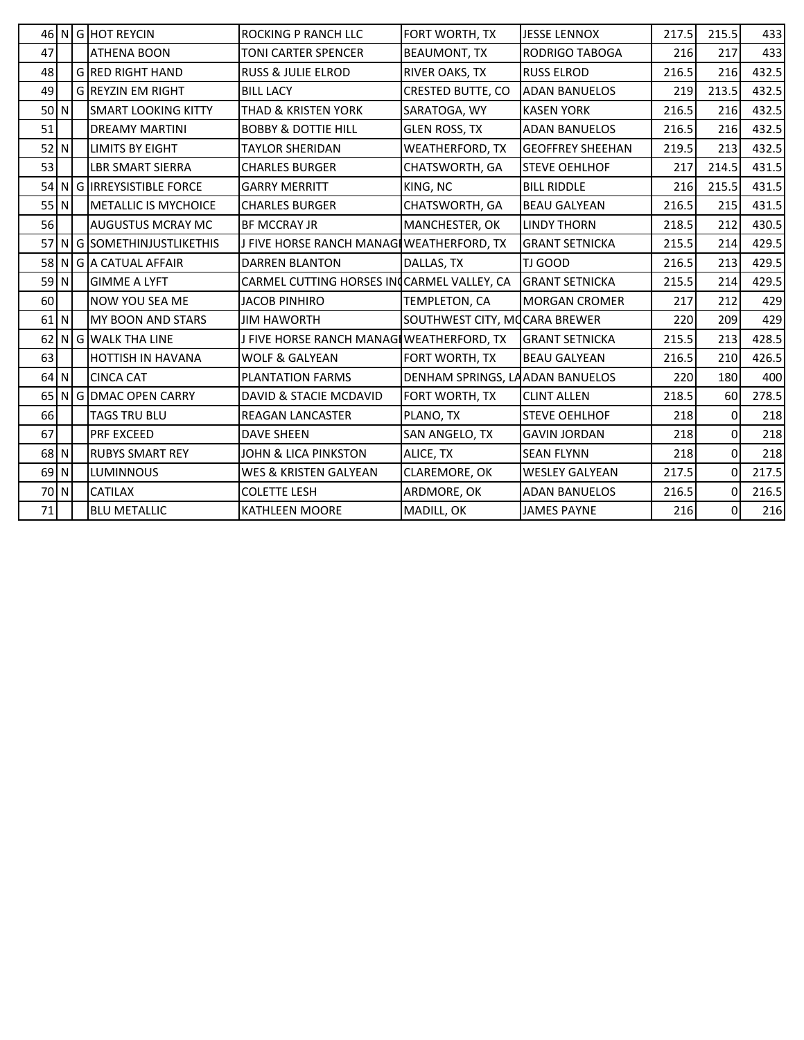| | | | | | | | | | |
|---|---|---|---|---|---|---|---|---|---|
| 46 | N | G | HOT REYCIN | ROCKING P RANCH LLC | FORT WORTH, TX | JESSE LENNOX | 217.5 | 215.5 | 433 |
| 47 | | | ATHENA BOON | TONI CARTER SPENCER | BEAUMONT, TX | RODRIGO TABOGA | 216 | 217 | 433 |
| 48 | | G | RED RIGHT HAND | RUSS & JULIE ELROD | RIVER OAKS, TX | RUSS ELROD | 216.5 | 216 | 432.5 |
| 49 | | G | REYZIN EM RIGHT | BILL LACY | CRESTED BUTTE, CO | ADAN BANUELOS | 219 | 213.5 | 432.5 |
| 50 | N | | SMART LOOKING KITTY | THAD & KRISTEN YORK | SARATOGA, WY | KASEN YORK | 216.5 | 216 | 432.5 |
| 51 | | | DREAMY MARTINI | BOBBY & DOTTIE HILL | GLEN ROSS, TX | ADAN BANUELOS | 216.5 | 216 | 432.5 |
| 52 | N | | LIMITS BY EIGHT | TAYLOR SHERIDAN | WEATHERFORD, TX | GEOFFREY SHEEHAN | 219.5 | 213 | 432.5 |
| 53 | | | LBR SMART SIERRA | CHARLES BURGER | CHATSWORTH, GA | STEVE OEHLHOF | 217 | 214.5 | 431.5 |
| 54 | N | G | IRREYSISTIBLE FORCE | GARRY MERRITT | KING, NC | BILL RIDDLE | 216 | 215.5 | 431.5 |
| 55 | N | | METALLIC IS MYCHOICE | CHARLES BURGER | CHATSWORTH, GA | BEAU GALYEAN | 216.5 | 215 | 431.5 |
| 56 | | | AUGUSTUS MCRAY MC | BF MCCRAY JR | MANCHESTER, OK | LINDY THORN | 218.5 | 212 | 430.5 |
| 57 | N | G | SOMETHINJUSTLIKETHIS | J FIVE HORSE RANCH MANAG | WEATHERFORD, TX | GRANT SETNICKA | 215.5 | 214 | 429.5 |
| 58 | N | G | A CATUAL AFFAIR | DARREN BLANTON | DALLAS, TX | TJ GOOD | 216.5 | 213 | 429.5 |
| 59 | N | | GIMME A LYFT | CARMEL CUTTING HORSES IN | CARMEL VALLEY, CA | GRANT SETNICKA | 215.5 | 214 | 429.5 |
| 60 | | | NOW YOU SEA ME | JACOB PINHIRO | TEMPLETON, CA | MORGAN CROMER | 217 | 212 | 429 |
| 61 | N | | MY BOON AND STARS | JIM HAWORTH | SOUTHWEST CITY, MO | CARA BREWER | 220 | 209 | 429 |
| 62 | N | G | WALK THA LINE | J FIVE HORSE RANCH MANAG | WEATHERFORD, TX | GRANT SETNICKA | 215.5 | 213 | 428.5 |
| 63 | | | HOTTISH IN HAVANA | WOLF & GALYEAN | FORT WORTH, TX | BEAU GALYEAN | 216.5 | 210 | 426.5 |
| 64 | N | | CINCA CAT | PLANTATION FARMS | DENHAM SPRINGS, LA | ADAN BANUELOS | 220 | 180 | 400 |
| 65 | N | G | DMAC OPEN CARRY | DAVID & STACIE MCDAVID | FORT WORTH, TX | CLINT ALLEN | 218.5 | 60 | 278.5 |
| 66 | | | TAGS TRU BLU | REAGAN LANCASTER | PLANO, TX | STEVE OEHLHOF | 218 | 0 | 218 |
| 67 | | | PRF EXCEED | DAVE SHEEN | SAN ANGELO, TX | GAVIN JORDAN | 218 | 0 | 218 |
| 68 | N | | RUBYS SMART REY | JOHN & LICA PINKSTON | ALICE, TX | SEAN FLYNN | 218 | 0 | 218 |
| 69 | N | | LUMINNOUS | WES & KRISTEN GALYEAN | CLAREMORE, OK | WESLEY GALYEAN | 217.5 | 0 | 217.5 |
| 70 | N | | CATILAX | COLETTE LESH | ARDMORE, OK | ADAN BANUELOS | 216.5 | 0 | 216.5 |
| 71 | | | BLU METALLIC | KATHLEEN MOORE | MADILL, OK | JAMES PAYNE | 216 | 0 | 216 |